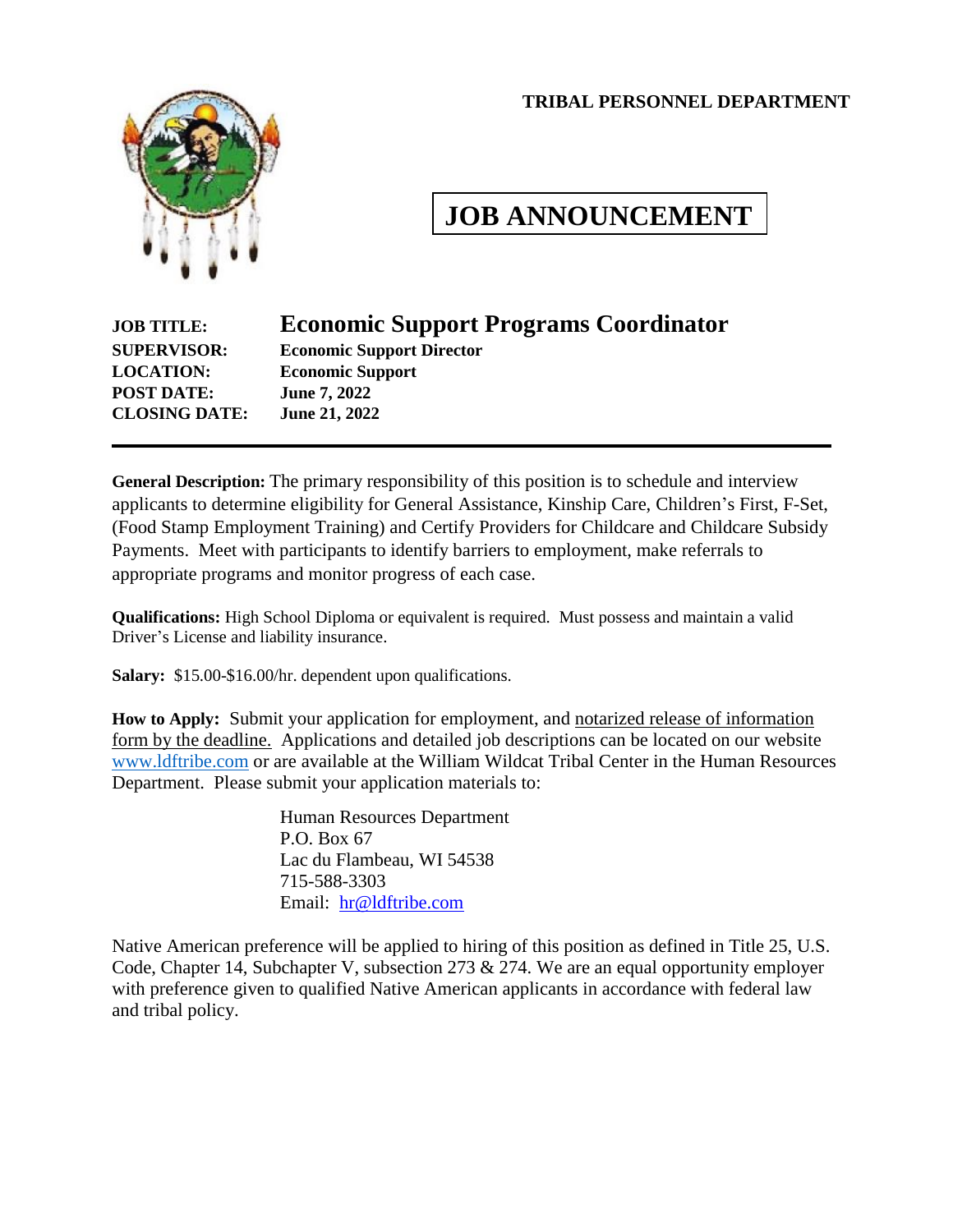**TRIBAL PERSONNEL DEPARTMENT**

# JOB ANNOUNCEMENT

**JOB TITLE:** **Economic Support Programs Coordinator**
**SUPERVISOR:** **Economic Support Director**
**LOCATION:** **Economic Support**
**POST DATE:** **June 7, 2022**
**CLOSING DATE:** **June 21, 2022**

---

**General Description:** The primary responsibility of this position is to schedule and interview applicants to determine eligibility for General Assistance, Kinship Care, Children's First, F-Set, (Food Stamp Employment Training) and Certify Providers for Childcare and Childcare Subsidy Payments. Meet with participants to identify barriers to employment, make referrals to appropriate programs and monitor progress of each case.

**Qualifications:** High School Diploma or equivalent is required. Must possess and maintain a valid Driver's License and liability insurance.

**Salary:** $15.00-$16.00/hr. dependent upon qualifications.

**How to Apply:** Submit your application for employment, and <u>notarized release of information form by the deadline.</u> Applications and detailed job descriptions can be located on our website www.ldftribe.com or are available at the William Wildcat Tribal Center in the Human Resources Department. Please submit your application materials to:

Human Resources Department
P.O. Box 67
Lac du Flambeau, WI 54538
715-588-3303
Email: hr@ldftribe.com

Native American preference will be applied to hiring of this position as defined in Title 25, U.S. Code, Chapter 14, Subchapter V, subsection 273 & 274. We are an equal opportunity employer with preference given to qualified Native American applicants in accordance with federal law and tribal policy.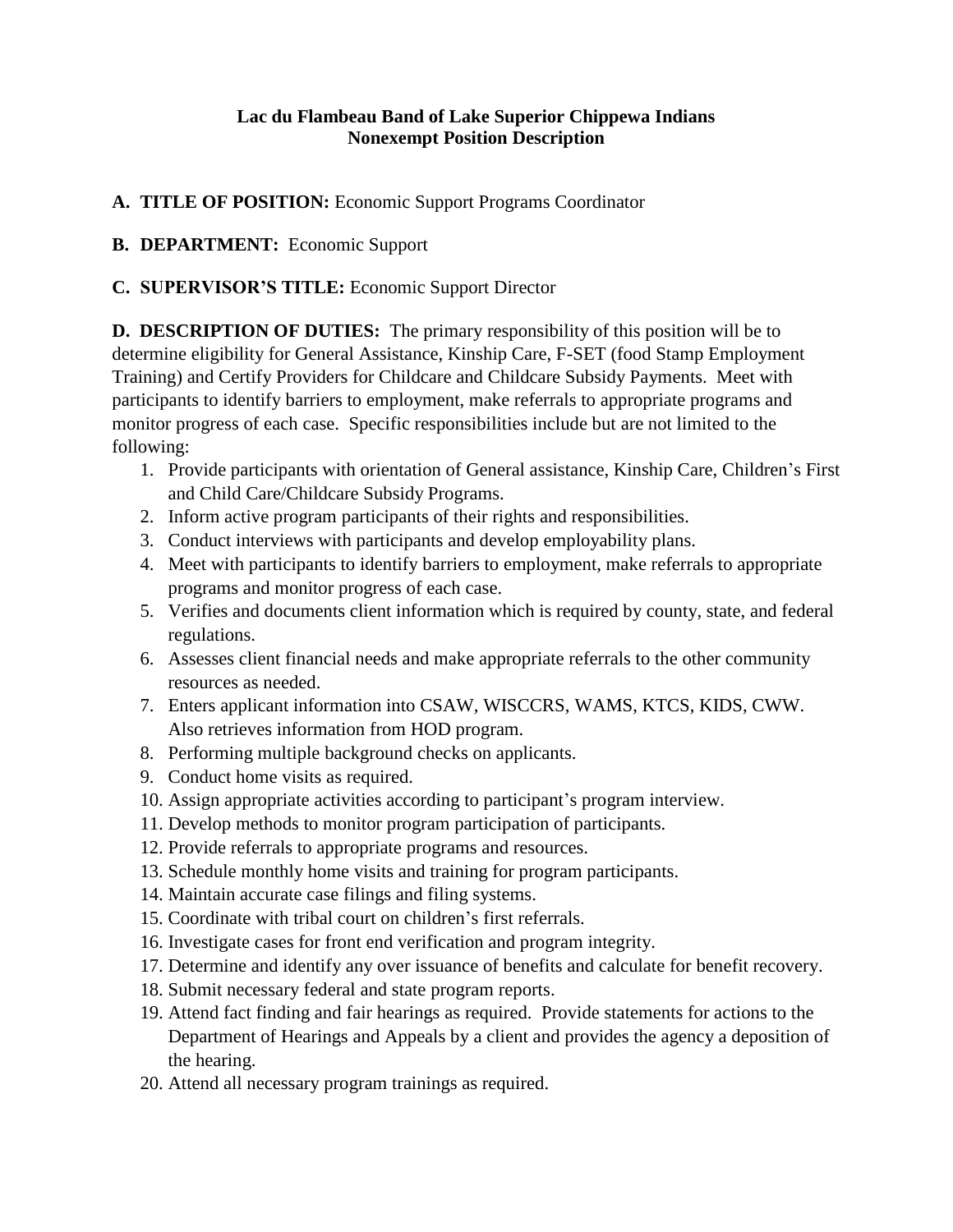**Lac du Flambeau Band of Lake Superior Chippewa Indians**
**Nonexempt Position Description**

**A. TITLE OF POSITION:** Economic Support Programs Coordinator

**B. DEPARTMENT:** Economic Support

**C. SUPERVISOR'S TITLE:** Economic Support Director

**D. DESCRIPTION OF DUTIES:** The primary responsibility of this position will be to determine eligibility for General Assistance, Kinship Care, F-SET (food Stamp Employment Training) and Certify Providers for Childcare and Childcare Subsidy Payments. Meet with participants to identify barriers to employment, make referrals to appropriate programs and monitor progress of each case. Specific responsibilities include but are not limited to the following:

1. Provide participants with orientation of General assistance, Kinship Care, Children's First and Child Care/Childcare Subsidy Programs.
2. Inform active program participants of their rights and responsibilities.
3. Conduct interviews with participants and develop employability plans.
4. Meet with participants to identify barriers to employment, make referrals to appropriate programs and monitor progress of each case.
5. Verifies and documents client information which is required by county, state, and federal regulations.
6. Assesses client financial needs and make appropriate referrals to the other community resources as needed.
7. Enters applicant information into CSAW, WISCCRS, WAMS, KTCS, KIDS, CWW. Also retrieves information from HOD program.
8. Performing multiple background checks on applicants.
9. Conduct home visits as required.
10. Assign appropriate activities according to participant's program interview.
11. Develop methods to monitor program participation of participants.
12. Provide referrals to appropriate programs and resources.
13. Schedule monthly home visits and training for program participants.
14. Maintain accurate case filings and filing systems.
15. Coordinate with tribal court on children's first referrals.
16. Investigate cases for front end verification and program integrity.
17. Determine and identify any over issuance of benefits and calculate for benefit recovery.
18. Submit necessary federal and state program reports.
19. Attend fact finding and fair hearings as required. Provide statements for actions to the Department of Hearings and Appeals by a client and provides the agency a deposition of the hearing.
20. Attend all necessary program trainings as required.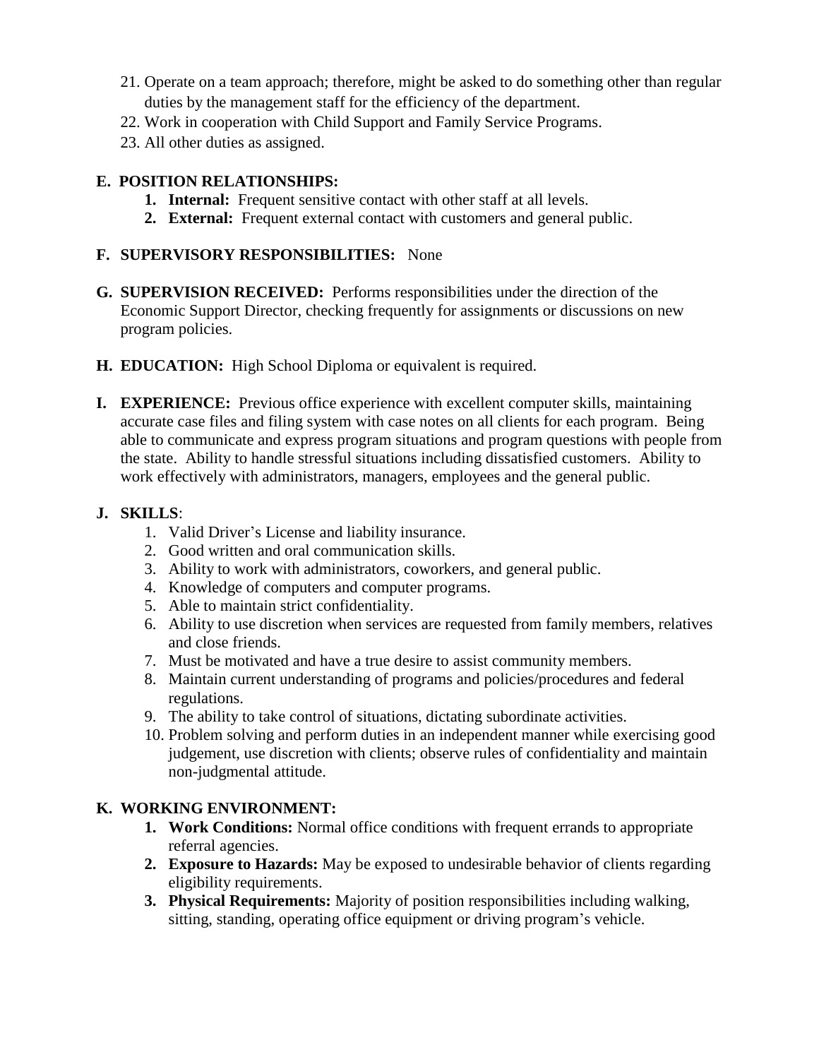21. Operate on a team approach; therefore, might be asked to do something other than regular duties by the management staff for the efficiency of the department.
22. Work in cooperation with Child Support and Family Service Programs.
23. All other duties as assigned.

**E. POSITION RELATIONSHIPS:**

1. **Internal:** Frequent sensitive contact with other staff at all levels.
2. **External:** Frequent external contact with customers and general public.

**F. SUPERVISORY RESPONSIBILITIES:** None

**G. SUPERVISION RECEIVED:** Performs responsibilities under the direction of the Economic Support Director, checking frequently for assignments or discussions on new program policies.

**H. EDUCATION:** High School Diploma or equivalent is required.

**I. EXPERIENCE:** Previous office experience with excellent computer skills, maintaining accurate case files and filing system with case notes on all clients for each program. Being able to communicate and express program situations and program questions with people from the state. Ability to handle stressful situations including dissatisfied customers. Ability to work effectively with administrators, managers, employees and the general public.

**J. SKILLS**:

1. Valid Driver's License and liability insurance.
2. Good written and oral communication skills.
3. Ability to work with administrators, coworkers, and general public.
4. Knowledge of computers and computer programs.
5. Able to maintain strict confidentiality.
6. Ability to use discretion when services are requested from family members, relatives and close friends.
7. Must be motivated and have a true desire to assist community members.
8. Maintain current understanding of programs and policies/procedures and federal regulations.
9. The ability to take control of situations, dictating subordinate activities.
10. Problem solving and perform duties in an independent manner while exercising good judgement, use discretion with clients; observe rules of confidentiality and maintain non-judgmental attitude.

**K. WORKING ENVIRONMENT:**

1. **Work Conditions:** Normal office conditions with frequent errands to appropriate referral agencies.
2. **Exposure to Hazards:** May be exposed to undesirable behavior of clients regarding eligibility requirements.
3. **Physical Requirements:** Majority of position responsibilities including walking, sitting, standing, operating office equipment or driving program's vehicle.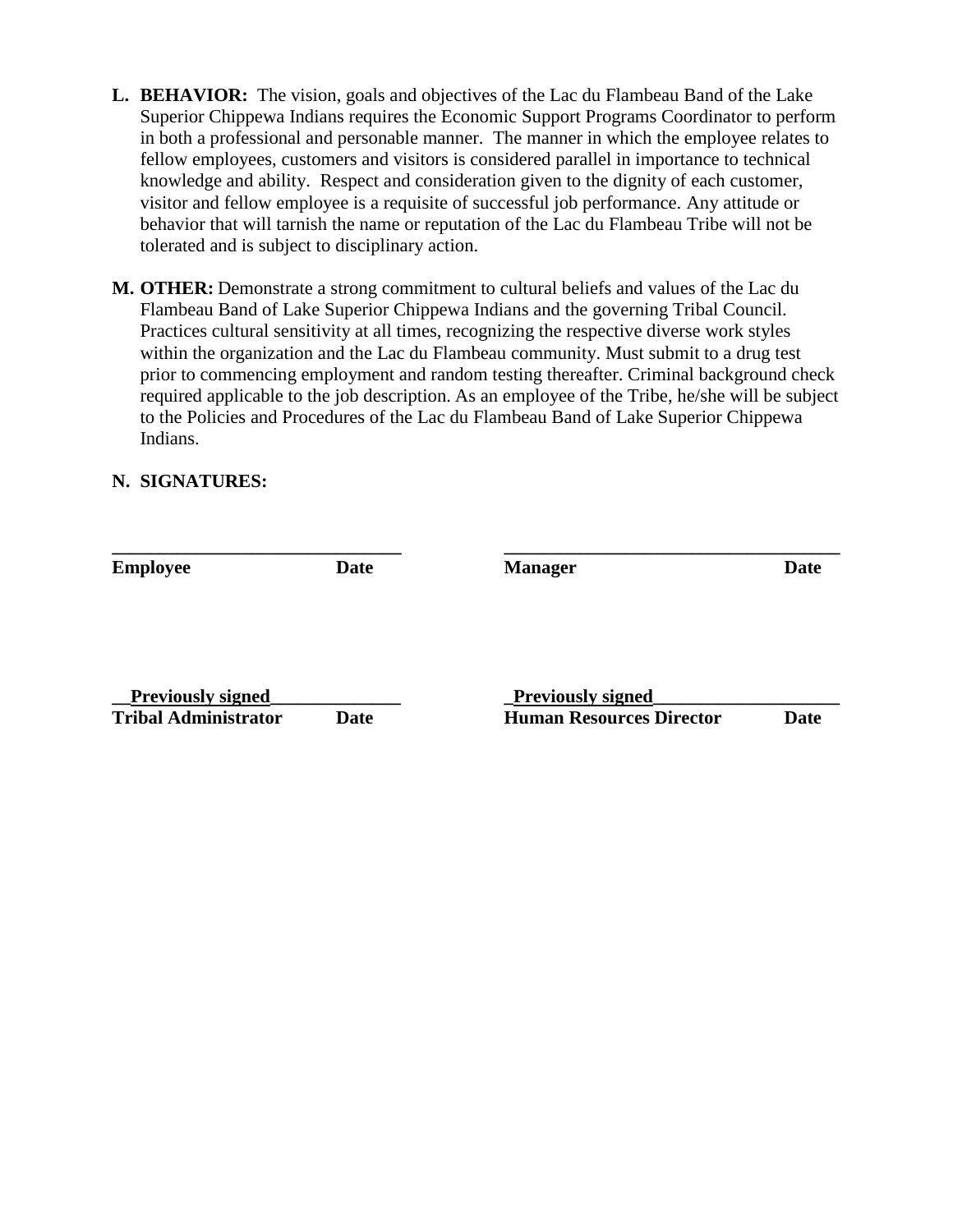**L. BEHAVIOR:** The vision, goals and objectives of the Lac du Flambeau Band of the Lake Superior Chippewa Indians requires the Economic Support Programs Coordinator to perform in both a professional and personable manner. The manner in which the employee relates to fellow employees, customers and visitors is considered parallel in importance to technical knowledge and ability. Respect and consideration given to the dignity of each customer, visitor and fellow employee is a requisite of successful job performance. Any attitude or behavior that will tarnish the name or reputation of the Lac du Flambeau Tribe will not be tolerated and is subject to disciplinary action.

**M. OTHER:** Demonstrate a strong commitment to cultural beliefs and values of the Lac du Flambeau Band of Lake Superior Chippewa Indians and the governing Tribal Council. Practices cultural sensitivity at all times, recognizing the respective diverse work styles within the organization and the Lac du Flambeau community. Must submit to a drug test prior to commencing employment and random testing thereafter. Criminal background check required applicable to the job description. As an employee of the Tribe, he/she will be subject to the Policies and Procedures of the Lac du Flambeau Band of Lake Superior Chippewa Indians.

**N. SIGNATURES:**

______________________________ ______________________________

**Employee Date** **Manager Date**

__**Previously signed**______________ _**Previously signed**____________________

**Tribal Administrator Date** **Human Resources Director Date**